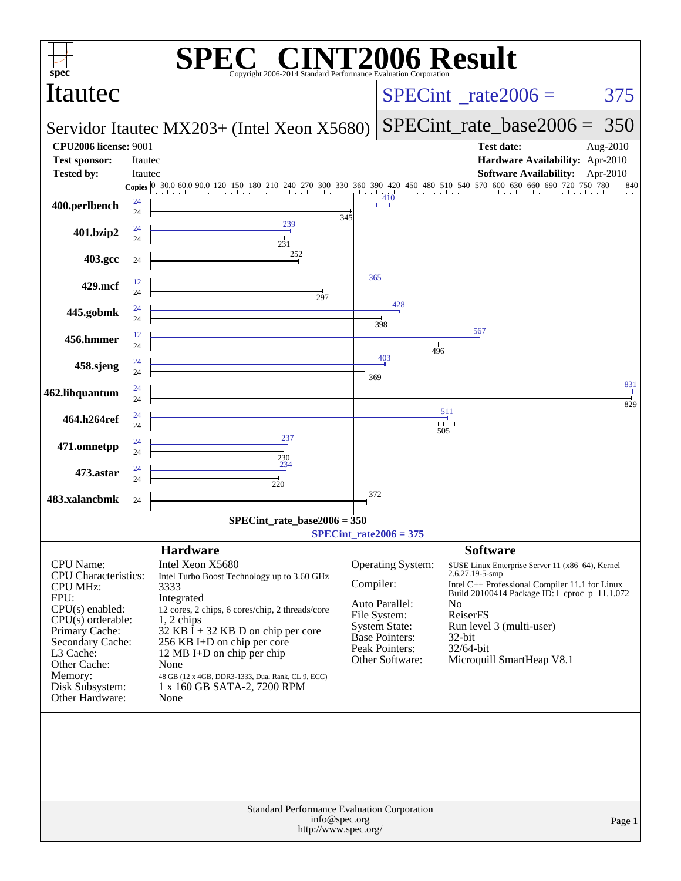# SPEC CINT2006 Result

Copyright 2006-2014 Standard Performance Evaluation Corporation

## Itautec

**Servidor Itautec MX203+ (Intel Xeon X5680)**

SPECint_rate2006 = 375

SPECint_rate_base2006 = 350

| | | | |
|---|---|---|---|
| **CPU2006 license:** | 9001 | **Test date:** | Aug-2010 |
| **Test sponsor:** | Itautec | **Hardware Availability:** | Apr-2010 |
| **Tested by:** | Itautec | **Software Availability:** | Apr-2010 |

| Benchmark | Copies (peak) | Peak | Copies (base) | Base |
|---|---|---|---|---|
| 400.perlbench | 24 | 410 | 24 | 345 |
| 401.bzip2 | 24 | 239 | 24 | 231 |
| 403.gcc | | | 24 | 252 |
| 429.mcf | 12 | 365 | 24 | 297 |
| 445.gobmk | 24 | 428 | 24 | 398 |
| 456.hmmer | 12 | 567 | 24 | 496 |
| 458.sjeng | 24 | 403 | 24 | 369 |
| 462.libquantum | 24 | 831 | 24 | 829 |
| 464.h264ref | 24 | 511 | 24 | 505 |
| 471.omnetpp | 24 | 237 | 24 | 230 |
| 473.astar | 24 | 234 | 24 | 220 |
| 483.xalancbmk | | | 24 | 372 |

SPECint_rate_base2006 = 350

SPECint_rate2006 = 375

## Hardware

| | |
|---|---|
| CPU Name: | Intel Xeon X5680 |
| CPU Characteristics: | Intel Turbo Boost Technology up to 3.60 GHz |
| CPU MHz: | 3333 |
| FPU: | Integrated |
| CPU(s) enabled: | 12 cores, 2 chips, 6 cores/chip, 2 threads/core |
| CPU(s) orderable: | 1, 2 chips |
| Primary Cache: | 32 KB I + 32 KB D on chip per core |
| Secondary Cache: | 256 KB I+D on chip per core |
| L3 Cache: | 12 MB I+D on chip per chip |
| Other Cache: | None |
| Memory: | 48 GB (12 x 4GB, DDR3-1333, Dual Rank, CL 9, ECC) |
| Disk Subsystem: | 1 x 160 GB SATA-2, 7200 RPM |
| Other Hardware: | None |

## Software

| | |
|---|---|
| Operating System: | SUSE Linux Enterprise Server 11 (x86_64), Kernel 2.6.27.19-5-smp |
| Compiler: | Intel C++ Professional Compiler 11.1 for Linux Build 20100414 Package ID: l_cproc_p_11.1.072 |
| Auto Parallel: | No |
| File System: | ReiserFS |
| System State: | Run level 3 (multi-user) |
| Base Pointers: | 32-bit |
| Peak Pointers: | 32/64-bit |
| Other Software: | Microquill SmartHeap V8.1 |

Standard Performance Evaluation Corporation
info@spec.org
http://www.spec.org/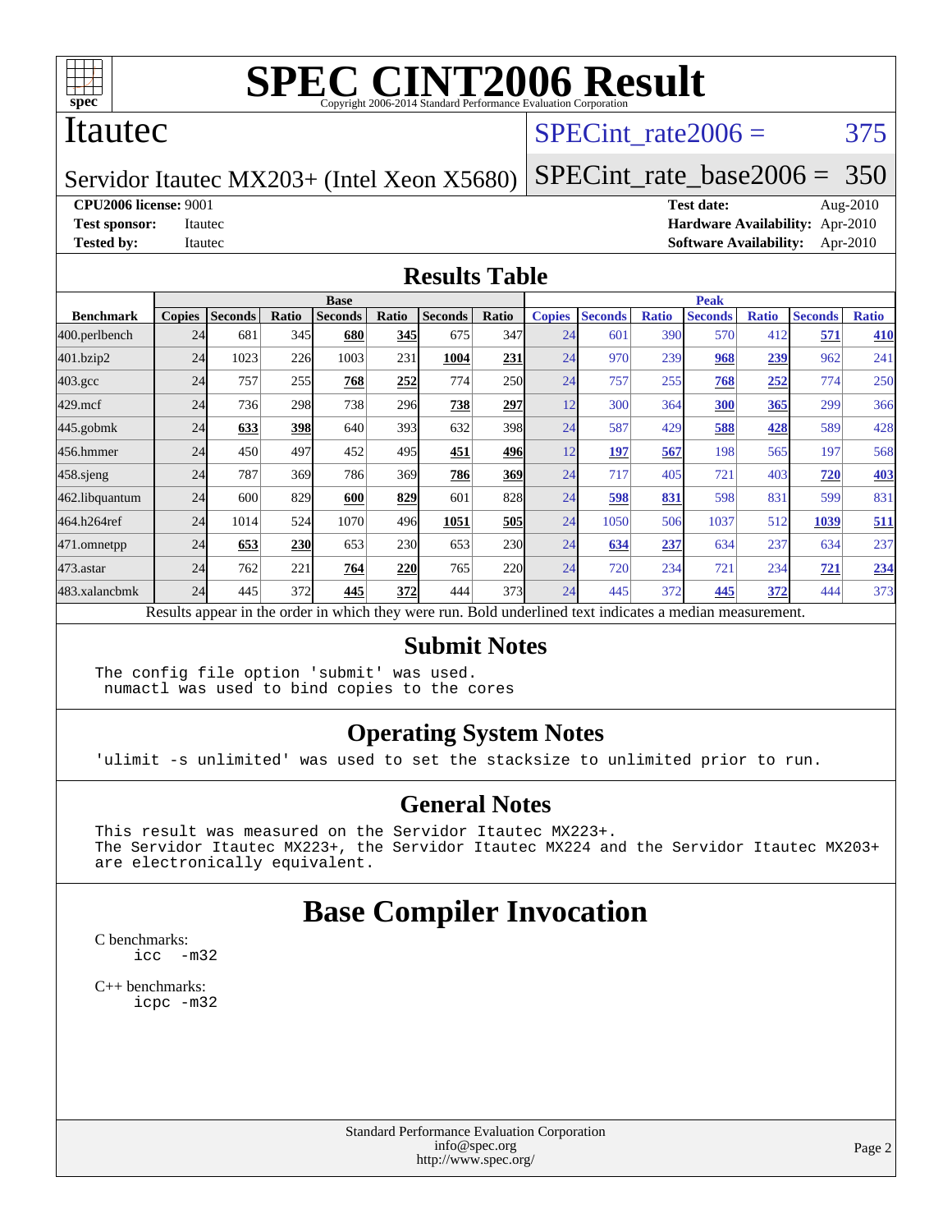# SPEC CINT2006 Result

Copyright 2006-2014 Standard Performance Evaluation Corporation

## Itautec

**Servidor Itautec MX203+ (Intel Xeon X5680)**

SPECint_rate2006 = 375

SPECint_rate_base2006 = 350

**CPU2006 license:** 9001
**Test sponsor:** Itautec
**Tested by:** Itautec

**Test date:** Aug-2010
**Hardware Availability:** Apr-2010
**Software Availability:** Apr-2010

## Results Table

| Benchmark | Base | | | | | | | Peak | | | | | | |
|---|---|---|---|---|---|---|---|---|---|---|---|---|---|---|
| | Copies | Seconds | Ratio | Seconds | Ratio | Seconds | Ratio | Copies | Seconds | Ratio | Seconds | Ratio | Seconds | Ratio |
| 400.perlbench | 24 | 681 | 345 | **680** | **345** | 675 | 347 | 24 | 601 | 390 | 570 | 412 | **571** | **410** |
| 401.bzip2 | 24 | 1023 | 226 | 1003 | 231 | **1004** | **231** | 24 | 970 | 239 | **968** | **239** | 962 | 241 |
| 403.gcc | 24 | 757 | 255 | **768** | **252** | 774 | 250 | 24 | 757 | 255 | **768** | **252** | 774 | 250 |
| 429.mcf | 24 | 736 | 298 | 738 | 296 | **738** | **297** | 12 | 300 | 364 | **300** | **365** | 299 | 366 |
| 445.gobmk | 24 | **633** | **398** | 640 | 393 | 632 | 398 | 24 | 587 | 429 | **588** | **428** | 589 | 428 |
| 456.hmmer | 24 | 450 | 497 | 452 | 495 | **451** | **496** | 12 | **197** | **567** | 198 | 565 | 197 | 568 |
| 458.sjeng | 24 | 787 | 369 | 786 | 369 | **786** | **369** | 24 | 717 | 405 | 721 | 403 | **720** | **403** |
| 462.libquantum | 24 | 600 | 829 | **600** | **829** | 601 | 828 | 24 | **598** | **831** | 598 | 831 | 599 | 831 |
| 464.h264ref | 24 | 1014 | 524 | 1070 | 496 | **1051** | **505** | 24 | 1050 | 506 | 1037 | 512 | **1039** | **511** |
| 471.omnetpp | 24 | **653** | **230** | 653 | 230 | 653 | 230 | 24 | **634** | **237** | 634 | 237 | 634 | 237 |
| 473.astar | 24 | 762 | 221 | **764** | **220** | 765 | 220 | 24 | 720 | 234 | 721 | 234 | **721** | **234** |
| 483.xalancbmk | 24 | 445 | 372 | **445** | **372** | 444 | 373 | 24 | 445 | 372 | **445** | **372** | 444 | 373 |

Results appear in the order in which they were run. Bold underlined text indicates a median measurement.

## Submit Notes

```
The config file option 'submit' was used.
 numactl was used to bind copies to the cores
```

## Operating System Notes

```
'ulimit -s unlimited' was used to set the stacksize to unlimited prior to run.
```

## General Notes

```
This result was measured on the Servidor Itautec MX223+.
The Servidor Itautec MX223+, the Servidor Itautec MX224 and the Servidor Itautec MX203+
are electronically equivalent.
```

## Base Compiler Invocation

C benchmarks:
```
icc  -m32
```

C++ benchmarks:
```
icpc -m32
```

Standard Performance Evaluation Corporation
info@spec.org
http://www.spec.org/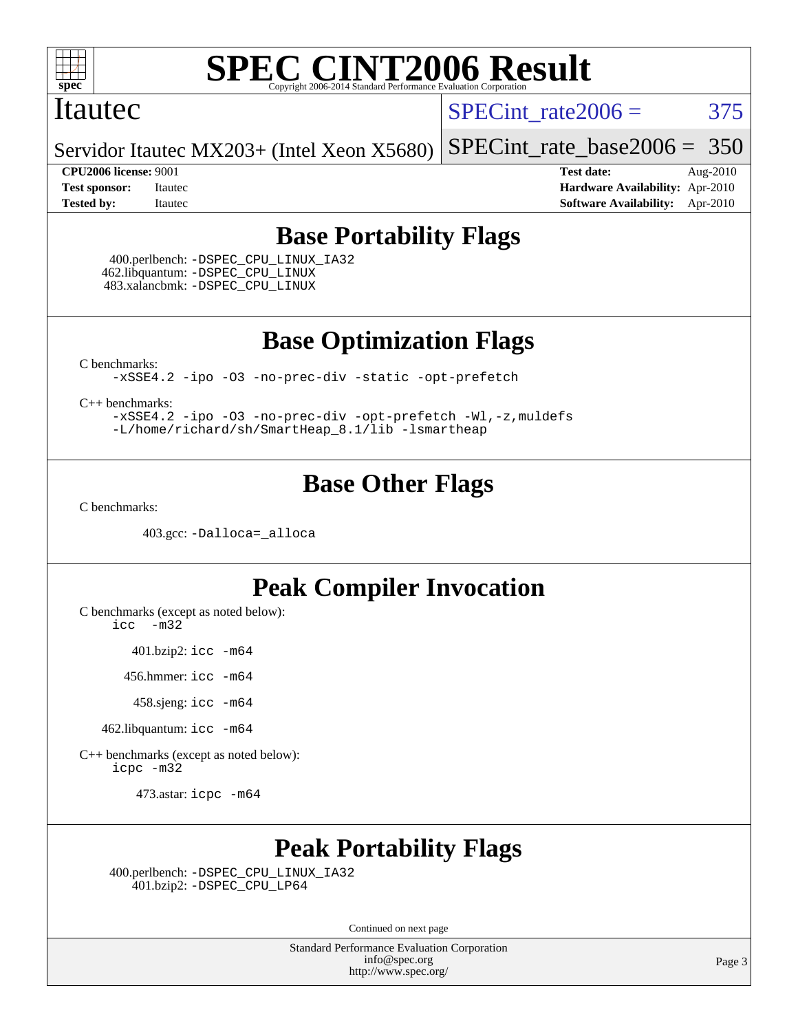# SPEC CINT2006 Result

Copyright 2006-2014 Standard Performance Evaluation Corporation

## Itautec

Servidor Itautec MX203+ (Intel Xeon X5680)

SPECint_rate2006 = 375

SPECint_rate_base2006 = 350

**CPU2006 license:** 9001
**Test sponsor:** Itautec
**Tested by:** Itautec

**Test date:** Aug-2010
**Hardware Availability:** Apr-2010
**Software Availability:** Apr-2010

## Base Portability Flags

400.perlbench: `-DSPEC_CPU_LINUX_IA32`
462.libquantum: `-DSPEC_CPU_LINUX`
483.xalancbmk: `-DSPEC_CPU_LINUX`

## Base Optimization Flags

C benchmarks:
`-xSSE4.2 -ipo -O3 -no-prec-div -static -opt-prefetch`

C++ benchmarks:
`-xSSE4.2 -ipo -O3 -no-prec-div -opt-prefetch -Wl,-z,muldefs`
`-L/home/richard/sh/SmartHeap_8.1/lib -lsmartheap`

## Base Other Flags

C benchmarks:

403.gcc: `-Dalloca=_alloca`

## Peak Compiler Invocation

C benchmarks (except as noted below):
`icc -m32`

401.bzip2: `icc -m64`

456.hmmer: `icc -m64`

458.sjeng: `icc -m64`

462.libquantum: `icc -m64`

C++ benchmarks (except as noted below):
`icpc -m32`

473.astar: `icpc -m64`

## Peak Portability Flags

400.perlbench: `-DSPEC_CPU_LINUX_IA32`
401.bzip2: `-DSPEC_CPU_LP64`

Continued on next page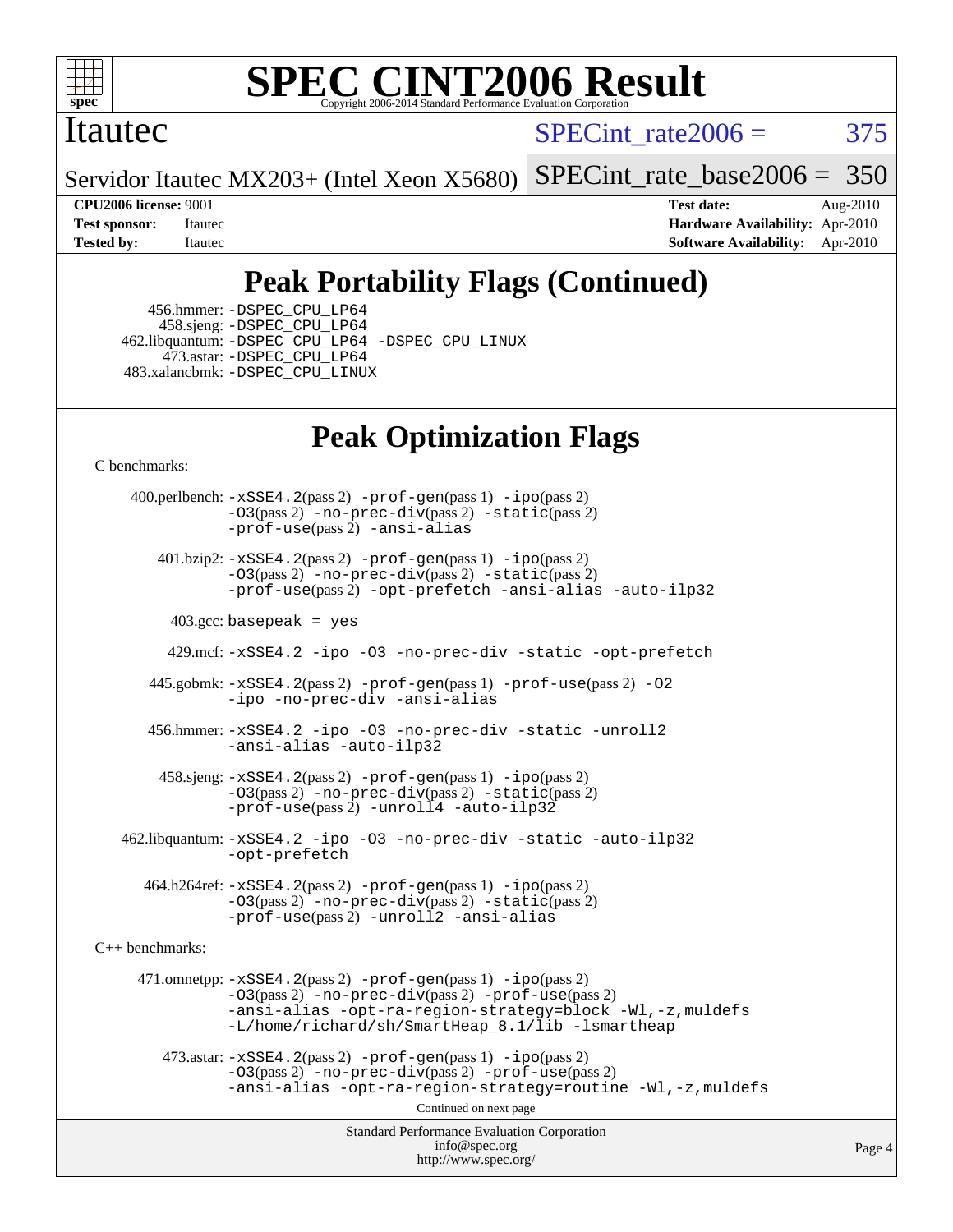# SPEC CINT2006 Result

Itautec

Servidor Itautec MX203+ (Intel Xeon X5680)

SPECint_rate2006 = 375

SPECint_rate_base2006 = 350

**CPU2006 license:** 9001
**Test sponsor:** Itautec
**Tested by:** Itautec

**Test date:** Aug-2010
**Hardware Availability:** Apr-2010
**Software Availability:** Apr-2010

## Peak Portability Flags (Continued)

456.hmmer: -DSPEC_CPU_LP64
458.sjeng: -DSPEC_CPU_LP64
462.libquantum: -DSPEC_CPU_LP64 -DSPEC_CPU_LINUX
473.astar: -DSPEC_CPU_LP64
483.xalancbmk: -DSPEC_CPU_LINUX

## Peak Optimization Flags

C benchmarks:

400.perlbench: -xSSE4.2(pass 2) -prof-gen(pass 1) -ipo(pass 2) -O3(pass 2) -no-prec-div(pass 2) -static(pass 2) -prof-use(pass 2) -ansi-alias

401.bzip2: -xSSE4.2(pass 2) -prof-gen(pass 1) -ipo(pass 2) -O3(pass 2) -no-prec-div(pass 2) -static(pass 2) -prof-use(pass 2) -opt-prefetch -ansi-alias -auto-ilp32

403.gcc: basepeak = yes

429.mcf: -xSSE4.2 -ipo -O3 -no-prec-div -static -opt-prefetch

445.gobmk: -xSSE4.2(pass 2) -prof-gen(pass 1) -prof-use(pass 2) -O2 -ipo -no-prec-div -ansi-alias

456.hmmer: -xSSE4.2 -ipo -O3 -no-prec-div -static -unroll2 -ansi-alias -auto-ilp32

458.sjeng: -xSSE4.2(pass 2) -prof-gen(pass 1) -ipo(pass 2) -O3(pass 2) -no-prec-div(pass 2) -static(pass 2) -prof-use(pass 2) -unroll4 -auto-ilp32

462.libquantum: -xSSE4.2 -ipo -O3 -no-prec-div -static -auto-ilp32 -opt-prefetch

464.h264ref: -xSSE4.2(pass 2) -prof-gen(pass 1) -ipo(pass 2) -O3(pass 2) -no-prec-div(pass 2) -static(pass 2) -prof-use(pass 2) -unroll2 -ansi-alias

C++ benchmarks:

471.omnetpp: -xSSE4.2(pass 2) -prof-gen(pass 1) -ipo(pass 2) -O3(pass 2) -no-prec-div(pass 2) -prof-use(pass 2) -ansi-alias -opt-ra-region-strategy=block -Wl,-z,muldefs -L/home/richard/sh/SmartHeap_8.1/lib -lsmartheap

473.astar: -xSSE4.2(pass 2) -prof-gen(pass 1) -ipo(pass 2) -O3(pass 2) -no-prec-div(pass 2) -prof-use(pass 2) -ansi-alias -opt-ra-region-strategy=routine -Wl,-z,muldefs

Continued on next page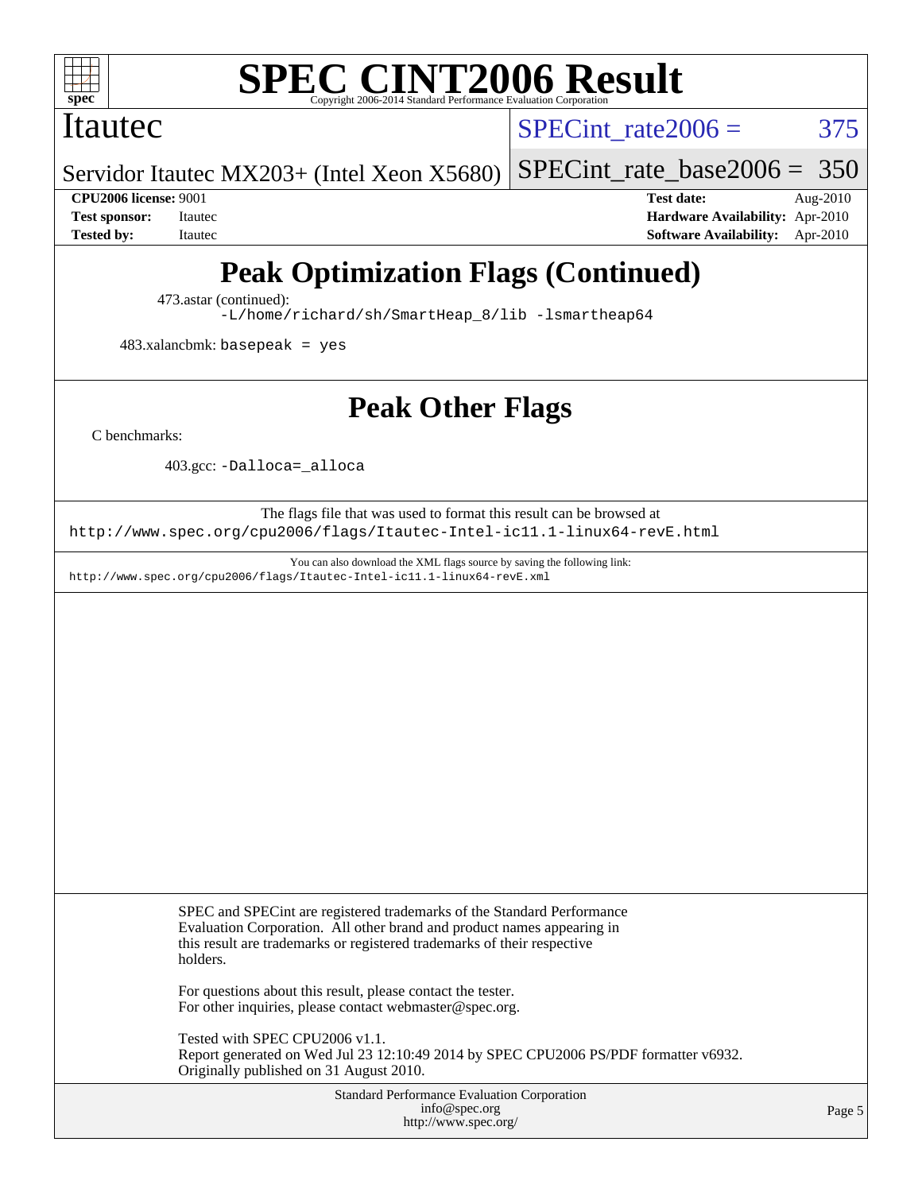# Peak Optimization Flags (Continued)

473.astar (continued):
`-L/home/richard/sh/SmartHeap_8/lib -lsmartheap64`

483.xalancbmk: `basepeak = yes`

# Peak Other Flags

C benchmarks:

403.gcc: `-Dalloca=_alloca`

The flags file that was used to format this result can be browsed at
http://www.spec.org/cpu2006/flags/Itautec-Intel-ic11.1-linux64-revE.html

You can also download the XML flags source by saving the following link:
http://www.spec.org/cpu2006/flags/Itautec-Intel-ic11.1-linux64-revE.xml

SPEC and SPECint are registered trademarks of the Standard Performance Evaluation Corporation. All other brand and product names appearing in this result are trademarks or registered trademarks of their respective holders.

For questions about this result, please contact the tester.
For other inquiries, please contact webmaster@spec.org.

Tested with SPEC CPU2006 v1.1.
Report generated on Wed Jul 23 12:10:49 2014 by SPEC CPU2006 PS/PDF formatter v6932.
Originally published on 31 August 2010.